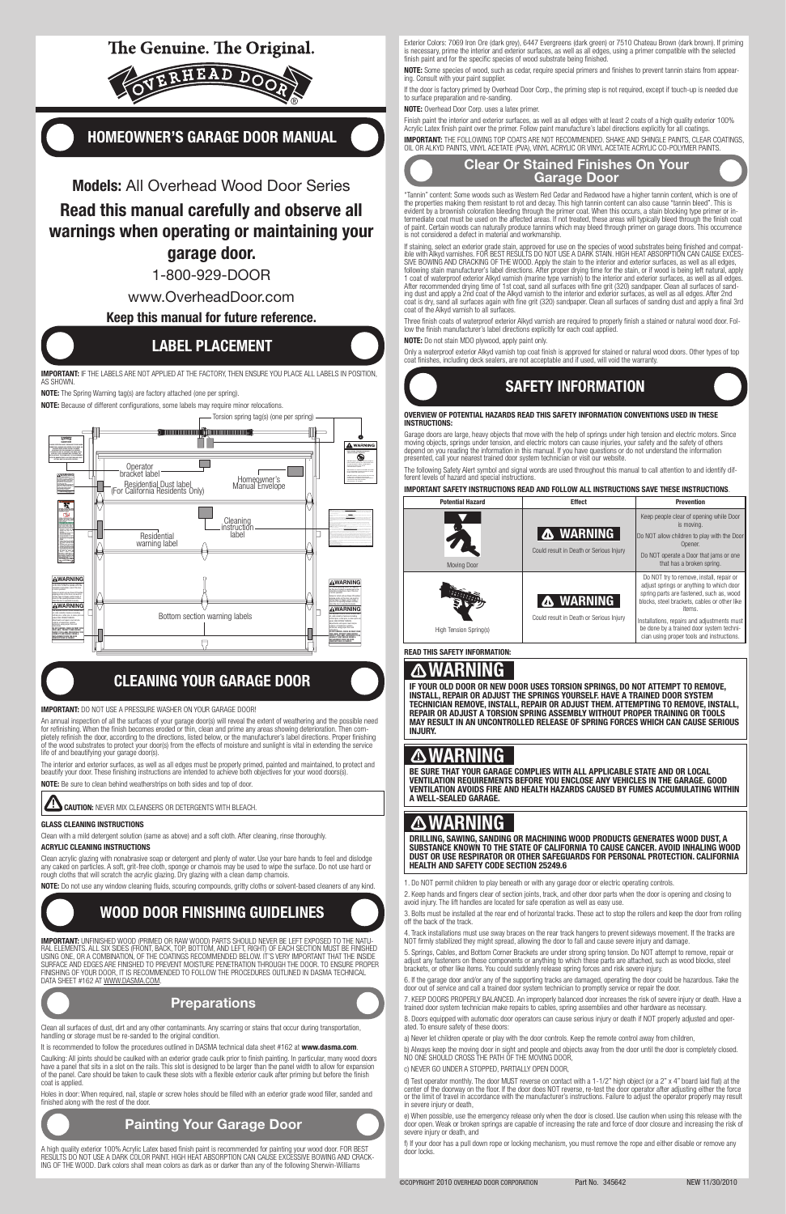The Genuine. The Original.

OVERHEAD DOOR®

# HOMEOWNER'S GARAGE DOOR MANUAL

## Models: All Overhead Wood Door Series

## Read this manual carefully and observe all warnings when operating or maintaining your garage door.

1-800-929-DOOR

www.OverheadDoor.com

**Keep this manual for future reference.**

# LABEL PLACEMENT

**IMPORTANT:** IF THE LABELS ARE NOT APPLIED AT THE FACTORY, THEN ENSURE YOU PLACE ALL LABELS IN POSITION, AS SHOWN.

**NOTE:** The Spring Warning tag(s) are factory attached (one per spring).

**NOTE:** Because of different configurations, some labels may require minor relocations.

Torsion spring tag(s) (one per spring)

Operator bracket label

Residential Dust label (For California Residents Only)

Homeowner's Manual Envelope

Cleaning instruction label

Residential warning label

Bottom section warning labels

# CLEANING YOUR GARAGE DOOR

**IMPORTANT:** DO NOT USE A PRESSURE WASHER ON YOUR GARAGE DOOR!

An annual inspection of all the surfaces of your garage door(s) will reveal the extent of weathering and the possible need for refinishing. When the finish becomes eroded or thin, clean and prime any areas showing deterioration. Then completely refinish the door, according to the directions, listed below, or the manufacturer's label directions. Proper finishing of the wood substrates to protect your door(s) from the effects of moisture and sunlight is vital in extending the service life of and beautifying your garage door(s).

The interior and exterior surfaces, as well as all edges must be properly primed, painted and maintained, to protect and beautify your door. These finishing instructions are intended to achieve both objectives for your wood doors(s).

**NOTE:** Be sure to clean behind weatherstrips on both sides and top of door.

**CAUTION:** NEVER MIX CLEANSERS OR DETERGENTS WITH BLEACH.

**GLASS CLEANING INSTRUCTIONS**

Clean with a mild detergent solution (same as above) and a soft cloth. After cleaning, rinse thoroughly.

**ACRYLIC CLEANING INSTRUCTIONS**

Clean acrylic glazing with nonabrasive soap or detergent and plenty of water. Use your bare hands to feel and dislodge any caked on particles. A soft, grit-free cloth, sponge or chamois may be used to wipe the surface. Do not use hard or rough cloths that will scratch the acrylic glazing. Dry glazing with a clean damp chamois.

**NOTE:** Do not use any window cleaning fluids, scouring compounds, gritty cloths or solvent-based cleaners of any kind.

# WOOD DOOR FINISHING GUIDELINES

**IMPORTANT:** UNFINISHED WOOD (PRIMED OR RAW WOOD) PARTS SHOULD NEVER BE LEFT EXPOSED TO THE NATURAL ELEMENTS. ALL SIX SIDES (FRONT, BACK, TOP, BOTTOM, AND LEFT, RIGHT) OF EACH SECTION MUST BE FINISHED USING ONE, OR A COMBINATION, OF THE COATINGS RECOMMENDED BELOW. IT'S VERY IMPORTANT THAT THE INSIDE SURFACE AND EDGES ARE FINISHED TO PREVENT MOISTURE PENETRATION THROUGH THE DOOR. TO ENSURE PROPER FINISHING OF YOUR DOOR, IT IS RECOMMENDED TO FOLLOW THE PROCEDURES OUTLINED IN DASMA TECHNICAL DATA SHEET #162 AT WWW.DASMA.COM.

## Preparations

Clean all surfaces of dust, dirt and any other contaminants. Any scarring or stains that occur during transportation, handling or storage must be re-sanded to the original condition.

It is recommended to follow the procedures outlined in DASMA technical data sheet #162 at **www.dasma.com**.

Caulking: All joints should be caulked with an exterior grade caulk prior to finish painting. In particular, many wood doors have a panel that sits in a slot on the rails. This slot is designed to be larger than the panel width to allow for expansion of the panel. Care should be taken to caulk these slots with a flexible exterior caulk after priming but before the finish coat is applied.

Holes in door: When required, nail, staple or screw holes should be filled with an exterior grade wood filler, sanded and finished along with the rest of the door.

## Painting Your Garage Door

A high quality exterior 100% Acrylic Latex based finish paint is recommended for painting your wood door. FOR BEST RESULTS DO NOT USE A DARK COLOR PAINT. HIGH HEAT ABSORPTION CAN CAUSE EXCESSIVE BOWING AND CRACKING OF THE WOOD. Dark colors shall mean colors as dark as or darker than any of the following Sherwin-Williams Exterior Colors: 7069 Iron Ore (dark grey), 6447 Evergreens (dark green) or 7510 Chateau Brown (dark brown). If priming is necessary, prime the interior and exterior surfaces, as well as all edges, using a primer compatible with the selected finish paint and for the specific species of wood substrate being finished.

**NOTE:** Some species of wood, such as cedar, require special primers and finishes to prevent tannin stains from appearing. Consult with your paint supplier.

If the door is factory primed by Overhead Door Corp., the priming step is not required, except if touch-up is needed due to surface preparation and re-sanding.

**NOTE:** Overhead Door Corp. uses a latex primer.

Finish paint the interior and exterior surfaces, as well as all edges with at least 2 coats of a high quality exterior 100% Acrylic Latex finish paint over the primer. Follow paint manufacture's label directions explicitly for all coatings.

**IMPORTANT:** THE FOLLOWING TOP COATS ARE NOT RECOMMENDED. SHAKE AND SHINGLE PAINTS, CLEAR COATINGS, OIL OR ALKYD PAINTS, VINYL ACETATE (PVA), VINYL ACRYLIC OR VINYL ACETATE ACRYLIC CO-POLYMER PAINTS.

## Clear Or Stained Finishes On Your Garage Door

"Tannin" content: Some woods such as Western Red Cedar and Redwood have a higher tannin content, which is one of the properties making them resistant to rot and decay. This high tannin content can also cause "tannin bleed". This is evident by a brownish coloration bleeding through the primer coat. When this occurs, a stain blocking type primer or intermediate coat must be used on the affected areas. If not treated, these areas will typically bleed through the finish coat of paint. Certain woods can naturally produce tannins which may bleed through primer on garage doors. This occurrence is not considered a defect in material and workmanship.

If staining, select an exterior grade stain, approved for use on the species of wood substrates being finished and compatible with Alkyd varnishes. FOR BEST RESULTS DO NOT USE A DARK STAIN. HIGH HEAT ABSORPTION CAN CAUSE EXCESSIVE BOWING AND CRACKING OF THE WOOD. Apply the stain to the interior and exterior surfaces, as well as all edges, following stain manufacturer's label directions. After proper drying time for the stain, or if wood is being left natural, apply 1 coat of waterproof exterior Alkyd varnish (marine type varnish) to the interior and exterior surfaces, as well as all edges. After recommended drying time of 1st coat, sand all surfaces with fine grit (320) sandpaper. Clean all surfaces of sanding dust and apply a 2nd coat of the Alkyd varnish to the interior and exterior surfaces, as well as all edges. After 2nd coat is dry, sand all surfaces again with fine grit (320) sandpaper. Clean all surfaces of sanding dust and apply a final 3rd coat of the Alkyd varnish to all surfaces.

Three finish coats of waterproof exterior Alkyd varnish are required to properly finish a stained or natural wood door. Follow the finish manufacturer's label directions explicitly for each coat applied.

**NOTE:** Do not stain MDO plywood, apply paint only.

Only a waterproof exterior Alkyd varnish top coat finish is approved for stained or natural wood doors. Other types of top coat finishes, including deck sealers, are not acceptable and if used, will void the warranty.

# SAFETY INFORMATION

**OVERVIEW OF POTENTIAL HAZARDS READ THIS SAFETY INFORMATION CONVENTIONS USED IN THESE INSTRUCTIONS:**

Garage doors are large, heavy objects that move with the help of springs under high tension and electric motors. Since moving objects, springs under tension, and electric motors can cause injuries, your safety and the safety of others depend on you reading the information in this manual. If you have questions or do not understand the information presented, call your nearest trained door system technician or visit our website.

The following Safety Alert symbol and signal words are used throughout this manual to call attention to and identify different levels of hazard and special instructions.

**IMPORTANT SAFETY INSTRUCTIONS READ AND FOLLOW ALL INSTRUCTIONS SAVE THESE INSTRUCTIONS.**

| Potential Hazard | Effect | Prevention |
|---|---|---|
| Moving Door | ⚠ WARNING<br>Could result in Death or Serious Injury | Keep people clear of opening while Door is moving.<br>Do NOT allow children to play with the Door Opener.<br>Do NOT operate a Door that jams or one that has a broken spring. |
| High Tension Spring(s) | ⚠ WARNING<br>Could result in Death or Serious Injury | Do NOT try to remove, install, repair or adjust springs or anything to which door spring parts are fastened, such as, wood blocks, steel brackets, cables or other like items.<br>Installations, repairs and adjustments must be done by a trained door system technician using proper tools and instructions. |

**READ THIS SAFETY INFORMATION:**

## ⚠ WARNING

**IF YOUR OLD DOOR OR NEW DOOR USES TORSION SPRINGS, DO NOT ATTEMPT TO REMOVE, INSTALL, REPAIR OR ADJUST THE SPRINGS YOURSELF. HAVE A TRAINED DOOR SYSTEM TECHNICIAN REMOVE, INSTALL, REPAIR OR ADJUST THEM. ATTEMPTING TO REMOVE, INSTALL, REPAIR OR ADJUST A TORSION SPRING ASSEMBLY WITHOUT PROPER TRAINING OR TOOLS MAY RESULT IN AN UNCONTROLLED RELEASE OF SPRING FORCES WHICH CAN CAUSE SERIOUS INJURY.**

## ⚠ WARNING

**BE SURE THAT YOUR GARAGE COMPLIES WITH ALL APPLICABLE STATE AND OR LOCAL VENTILATION REQUIREMENTS BEFORE YOU ENCLOSE ANY VEHICLES IN THE GARAGE. GOOD VENTILATION AVOIDS FIRE AND HEALTH HAZARDS CAUSED BY FUMES ACCUMULATING WITHIN A WELL-SEALED GARAGE.**

## ⚠ WARNING

**DRILLING, SAWING, SANDING OR MACHINING WOOD PRODUCTS GENERATES WOOD DUST, A SUBSTANCE KNOWN TO THE STATE OF CALIFORNIA TO CAUSE CANCER. AVOID INHALING WOOD DUST OR USE RESPIRATOR OR OTHER SAFEGUARDS FOR PERSONAL PROTECTION. CALIFORNIA HEALTH AND SAFETY CODE SECTION 25249.6**

1. Do NOT permit children to play beneath or with any garage door or electric operating controls.

2. Keep hands and fingers clear of section joints, track, and other door parts when the door is opening and closing to avoid injury. The lift handles are located for safe operation as well as easy use.

3. Bolts must be installed at the rear end of horizontal tracks. These act to stop the rollers and keep the door from rolling off the back of the track.

4. Track installations must use sway braces on the rear track hangers to prevent sideways movement. If the tracks are NOT firmly stabilized they might spread, allowing the door to fall and cause severe injury and damage.

5. Springs, Cables, and Bottom Corner Brackets are under strong spring tension. Do NOT attempt to remove, repair or adjust any fasteners on these components or anything to which these parts are attached, such as wood blocks, steel brackets, or other like items. You could suddenly release spring forces and risk severe injury.

6. If the garage door and/or any of the supporting tracks are damaged, operating the door could be hazardous. Take the door out of service and call a trained door system technician to promptly service or repair the door.

7. KEEP DOORS PROPERLY BALANCED. An improperly balanced door increases the risk of severe injury or death. Have a trained door system technician make repairs to cables, spring assemblies and other hardware as necessary.

8. Doors equipped with automatic door operators can cause serious injury or death if NOT properly adjusted and operated. To ensure safety of these doors:

a) Never let children operate or play with the door controls. Keep the remote control away from children,

b) Always keep the moving door in sight and people and objects away from the door until the door is completely closed. NO ONE SHOULD CROSS THE PATH OF THE MOVING DOOR,

c) NEVER GO UNDER A STOPPED, PARTIALLY OPEN DOOR,

d) Test operator monthly. The door MUST reverse on contact with a 1-1/2" high object (or a 2" x 4" board laid flat) at the center of the doorway on the floor. If the door does NOT reverse, re-test the door operator after adjusting either the force or the limit of travel in accordance with the manufacturer's instructions. Failure to adjust the operator properly may result in severe injury or death,

e) When possible, use the emergency release only when the door is closed. Use caution when using this release with the door open. Weak or broken springs are capable of increasing the rate and force of door closure and increasing the risk of severe injury or death, and

f) If your door has a pull down rope or locking mechanism, you must remove the rope and either disable or remove any door locks.

©COPYRIGHT 2010 OVERHEAD DOOR CORPORATION Part No. 345642 NEW 11/30/2010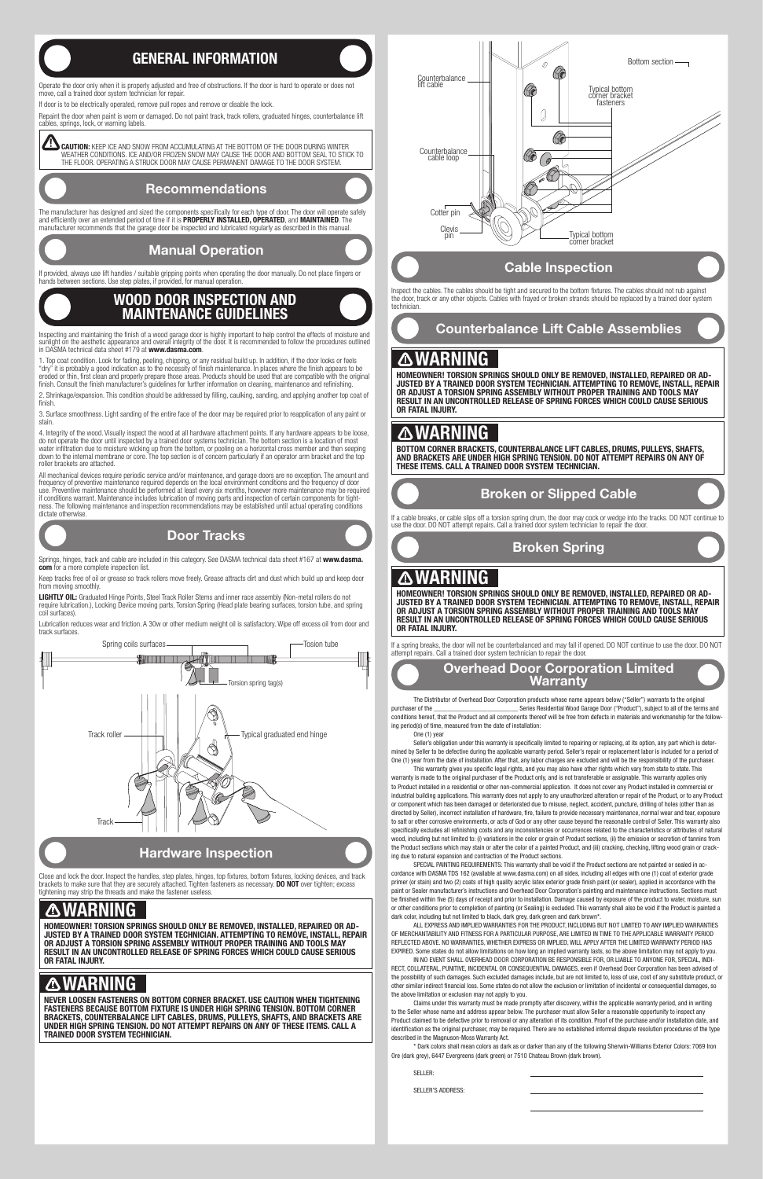## GENERAL INFORMATION

Operate the door only when it is properly adjusted and free of obstructions. If the door is hard to operate or does not move, call a trained door system technician for repair.

If door is to be electrically operated, remove pull ropes and remove or disable the lock.

Repaint the door when paint is worn or damaged. Do not paint track, track rollers, graduated hinges, counterbalance lift cables, springs, lock, or warning labels.

**CAUTION:** KEEP ICE AND SNOW FROM ACCUMULATING AT THE BOTTOM OF THE DOOR DURING WINTER WEATHER CONDITIONS. ICE AND/OR FROZEN SNOW MAY CAUSE THE DOOR AND BOTTOM SEAL TO STICK TO THE FLOOR. OPERATING A STUCK DOOR MAY CAUSE PERMANENT DAMAGE TO THE DOOR SYSTEM.

## Recommendations

The manufacturer has designed and sized the components specifically for each type of door. The door will operate safely and efficiently over an extended period of time if it is **PROPERLY INSTALLED, OPERATED**, and **MAINTAINED**. The manufacturer recommends that the garage door be inspected and lubricated regularly as described in this manual.

## Manual Operation

If provided, always use lift handles / suitable gripping points when operating the door manually. Do not place fingers or hands between sections. Use step plates, if provided, for manual operation.

## WOOD DOOR INSPECTION AND MAINTENANCE GUIDELINES

Inspecting and maintaining the finish of a wood garage door is highly important to help control the effects of moisture and sunlight on the aesthetic appearance and overall integrity of the door. It is recommended to follow the procedures outlined in DASMA technical data sheet #179 at **www.dasma.com**.

1. Top coat condition. Look for fading, peeling, chipping, or any residual build up. In addition, if the door looks or feels "dry" it is probably a good indication as to the necessity of finish maintenance. In places where the finish appears to be eroded or thin, first clean and properly prepare those areas. Products should be used that are compatible with the original finish. Consult the finish manufacturer's guidelines for further information on cleaning, maintenance and refinishing.

2. Shrinkage/expansion. This condition should be addressed by filling, caulking, sanding, and applying another top coat of finish.

3. Surface smoothness. Light sanding of the entire face of the door may be required prior to reapplication of any paint or stain.

4. Integrity of the wood. Visually inspect the wood at all hardware attachment points. If any hardware appears to be loose, do not operate the door until inspected by a trained door systems technician. The bottom section is a location of most water infiltration due to moisture wicking up from the bottom, or pooling on a horizontal cross member and then seeping down to the internal membrane or core. The top section is of concern particularly if an operator arm bracket and the top roller brackets are attached.

All mechanical devices require periodic service and/or maintenance, and garage doors are no exception. The amount and frequency of preventive maintenance required depends on the local environment conditions and the frequency of door use. Preventive maintenance should be performed at least every six months, however more maintenance may be required if conditions warrant. Maintenance includes lubrication of moving parts and inspection of certain components for tightness. The following maintenance and inspection recommendations may be established until actual operating conditions dictate otherwise.

## Door Tracks

Springs, hinges, track and cable are included in this category. See DASMA technical data sheet #167 at **www.dasma.com** for a more complete inspection list.

Keep tracks free of oil or grease so track rollers move freely. Grease attracts dirt and dust which build up and keep door from moving smoothly.

**LIGHTLY OIL:** Graduated Hinge Points, Steel Track Roller Stems and inner race assembly (Non-metal rollers do not require lubrication.), Locking Device moving parts, Torsion Spring (Head plate bearing surfaces, torsion tube, and spring coil surfaces).

Lubrication reduces wear and friction. A 30w or other medium weight oil is satisfactory. Wipe off excess oil from door and track surfaces.

Spring coils surfaces
Tosion tube
Torsion spring tag(s)
Track roller
Typical graduated end hinge
Track

## Hardware Inspection

Close and lock the door. Inspect the handles, step plates, hinges, top fixtures, bottom fixtures, locking devices, and track brackets to make sure that they are securely attached. Tighten fasteners as necessary. **DO NOT** over tighten; excess tightening may strip the threads and make the fastener useless.

### ⚠WARNING

**HOMEOWNER! TORSION SPRINGS SHOULD ONLY BE REMOVED, INSTALLED, REPAIRED OR ADJUSTED BY A TRAINED DOOR SYSTEM TECHNICIAN. ATTEMPTING TO REMOVE, INSTALL, REPAIR OR ADJUST A TORSION SPRING ASSEMBLY WITHOUT PROPER TRAINING AND TOOLS MAY RESULT IN AN UNCONTROLLED RELEASE OF SPRING FORCES WHICH COULD CAUSE SERIOUS OR FATAL INJURY.**

### ⚠WARNING

**NEVER LOOSEN FASTENERS ON BOTTOM CORNER BRACKET. USE CAUTION WHEN TIGHTENING FASTENERS BECAUSE BOTTOM FIXTURE IS UNDER HIGH SPRING TENSION. BOTTOM CORNER BRACKETS, COUNTERBALANCE LIFT CABLES, DRUMS, PULLEYS, SHAFTS, AND BRACKETS ARE UNDER HIGH SPRING TENSION. DO NOT ATTEMPT REPAIRS ON ANY OF THESE ITEMS. CALL A TRAINED DOOR SYSTEM TECHNICIAN.**

Bottom section
Counterbalance lift cable
Typical bottom corner bracket fasteners
Counterbalance cable loop
Cotter pin
Clevis pin
Typical bottom corner bracket

## Cable Inspection

Inspect the cables. The cables should be tight and secured to the bottom fixtures. The cables should not rub against the door, track or any other objects. Cables with frayed or broken strands should be replaced by a trained door system technician.

## Counterbalance Lift Cable Assemblies

### ⚠WARNING

**HOMEOWNER! TORSION SPRINGS SHOULD ONLY BE REMOVED, INSTALLED, REPAIRED OR ADJUSTED BY A TRAINED DOOR SYSTEM TECHNICIAN. ATTEMPTING TO REMOVE, INSTALL, REPAIR OR ADJUST A TORSION SPRING ASSEMBLY WITHOUT PROPER TRAINING AND TOOLS MAY RESULT IN AN UNCONTROLLED RELEASE OF SPRING FORCES WHICH COULD CAUSE SERIOUS OR FATAL INJURY.**

### ⚠WARNING

**BOTTOM CORNER BRACKETS, COUNTERBALANCE LIFT CABLES, DRUMS, PULLEYS, SHAFTS, AND BRACKETS ARE UNDER HIGH SPRING TENSION. DO NOT ATTEMPT REPAIRS ON ANY OF THESE ITEMS. CALL A TRAINED DOOR SYSTEM TECHNICIAN.**

## Broken or Slipped Cable

If a cable breaks, or cable slips off a torsion spring drum, the door may cock or wedge into the tracks. DO NOT continue to use the door. DO NOT attempt repairs. Call a trained door system technician to repair the door.

## Broken Spring

### ⚠WARNING

**HOMEOWNER! TORSION SPRINGS SHOULD ONLY BE REMOVED, INSTALLED, REPAIRED OR ADJUSTED BY A TRAINED DOOR SYSTEM TECHNICIAN. ATTEMPTING TO REMOVE, INSTALL, REPAIR OR ADJUST A TORSION SPRING ASSEMBLY WITHOUT PROPER TRAINING AND TOOLS MAY RESULT IN AN UNCONTROLLED RELEASE OF SPRING FORCES WHICH COULD CAUSE SERIOUS OR FATAL INJURY.**

If a spring breaks, the door will not be counterbalanced and may fall if opened. DO NOT continue to use the door. DO NOT attempt repairs. Call a trained door system technician to repair the door.

## Overhead Door Corporation Limited Warranty

The Distributor of Overhead Door Corporation products whose name appears below ("Seller") warrants to the original purchaser of the ______________________ Series Residential Wood Garage Door ("Product"), subject to all of the terms and conditions hereof, that the Product and all components thereof will be free from defects in materials and workmanship for the following period(s) of time, measured from the date of installation:

One (1) year

Seller's obligation under this warranty is specifically limited to repairing or replacing, at its option, any part which is determined by Seller to be defective during the applicable warranty period. Seller's repair or replacement labor is included for a period of One (1) year from the date of installation. After that, any labor charges are excluded and will be the responsibility of the purchaser.

This warranty gives you specific legal rights, and you may also have other rights which vary from state to state. This warranty is made to the original purchaser of the Product only, and is not transferable or assignable. This warranty applies only to Product installed in a residential or other non-commercial application. It does not cover any Product installed in commercial or industrial building applications. This warranty does not apply to any unauthorized alteration or repair of the Product, or to any Product or component which has been damaged or deteriorated due to misuse, neglect, accident, puncture, drilling of holes (other than as directed by Seller), incorrect installation of hardware, fire, failure to provide necessary maintenance, normal wear and tear, exposure to salt or other corrosive environments, or acts of God or any other cause beyond the reasonable control of Seller. This warranty also specifically excludes all refinishing costs and any inconsistencies or occurrences related to the characteristics or attributes of natural wood, including but not limited to: (i) variations in the color or grain of Product sections, (ii) the emission or secretion of tannins from the Product sections which may stain or alter the color of a painted Product, and (iii) cracking, checking, lifting wood grain or cracking due to natural expansion and contraction of the Product sections.

SPECIAL PAINTING REQUIREMENTS: This warranty shall be void if the Product sections are not painted or sealed in accordance with DASMA TDS 162 (available at www.dasma.com) on all sides, including all edges with one (1) coat of exterior grade primer (or stain) and two (2) coats of high quality acrylic latex exterior grade finish paint (or sealer), applied in accordance with the paint or Sealer manufacturer's instructions and Overhead Door Corporation's painting and maintenance instructions. Sections must be finished within five (5) days of receipt and prior to installation. Damage caused by exposure of the product to water, moisture, sun or other conditions prior to completion of painting (or Sealing) is excluded. This warranty shall also be void if the Product is painted a dark color, including but not limited to black, dark grey, dark green and dark brown*.

ALL EXPRESS AND IMPLIED WARRANTIES FOR THE PRODUCT, INCLUDING BUT NOT LIMITED TO ANY IMPLIED WARRANTIES OF MERCHANTABILITY AND FITNESS FOR A PARTICULAR PURPOSE, ARE LIMITED IN TIME TO THE APPLICABLE WARRANTY PERIOD REFLECTED ABOVE. NO WARRANTIES, WHETHER EXPRESS OR IMPLIED, WILL APPLY AFTER THE LIMITED WARRANTY PERIOD HAS EXPIRED. Some states do not allow limitations on how long an implied warranty lasts, so the above limitation may not apply to you.

IN NO EVENT SHALL OVERHEAD DOOR CORPORATION BE RESPONSIBLE FOR, OR LIABLE TO ANYONE FOR, SPECIAL, INDIRECT, COLLATERAL, PUNITIVE, INCIDENTAL OR CONSEQUENTIAL DAMAGES, even if Overhead Door Corporation has been advised of the possibility of such damages. Such excluded damages include, but are not limited to, loss of use, cost of any substitute product, or other similar indirect financial loss. Some states do not allow the exclusion or limitation of incidental or consequential damages, so the above limitation or exclusion may not apply to you.

Claims under this warranty must be made promptly after discovery, within the applicable warranty period, and in writing to the Seller whose name and address appear below. The purchaser must allow Seller a reasonable opportunity to inspect any Product claimed to be defective prior to removal or any alteration of its condition. Proof of the purchase and/or installation date, and identification as the original purchaser, may be required. There are no established informal dispute resolution procedures of the type described in the Magnuson-Moss Warranty Act.

\* Dark colors shall mean colors as dark as or darker than any of the following Sherwin-Williams Exterior Colors: 7069 Iron Ore (dark grey), 6447 Evergreens (dark green) or 7510 Chateau Brown (dark brown).

SELLER: ______________________

SELLER'S ADDRESS: ______________________

______________________